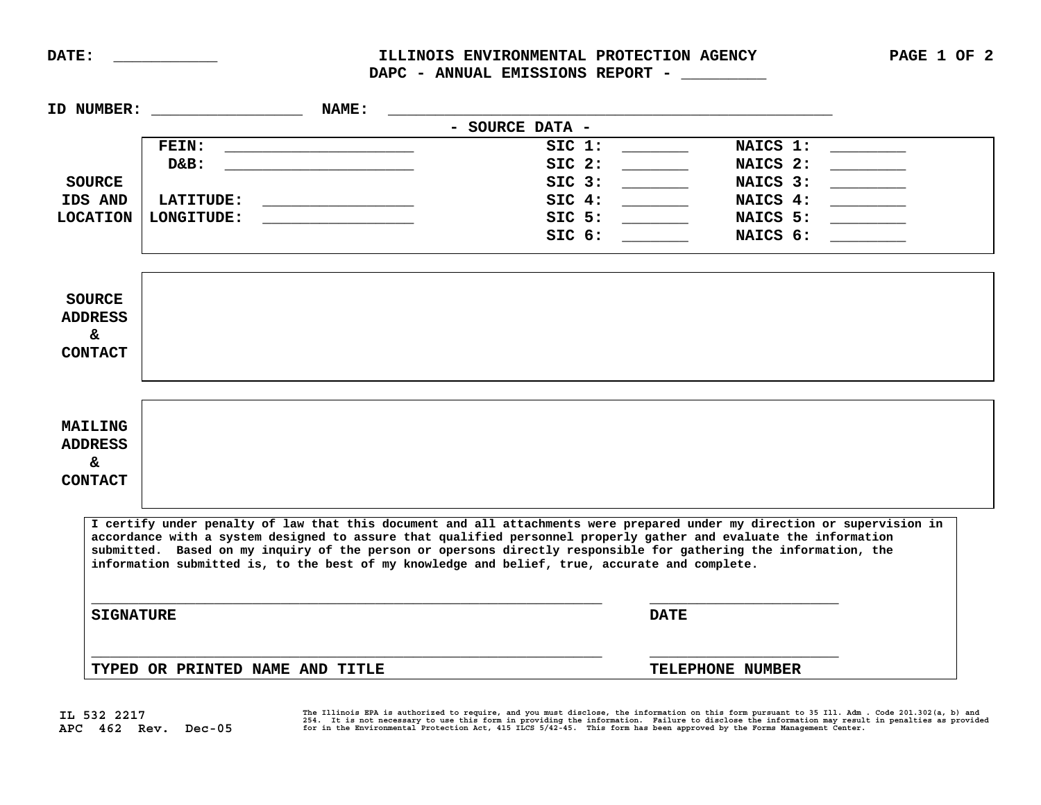DATE: ___________

# ILLINOIS ENVIRONMENTAL PROTECTION AGENCY
## DAPC - ANNUAL EMISSIONS REPORT - _________

**ID NUMBER:** ________________ **NAME:** ________________________________________________

### - SOURCE DATA -

| SOURCE IDS AND LOCATION | | | |
|---|---|---|---|
| **FEIN:** ____________________ | | **SIC 1:** _______ | **NAICS 1:** ________ |
| **D&B:** ____________________ | | **SIC 2:** _______ | **NAICS 2:** ________ |
| | | **SIC 3:** _______ | **NAICS 3:** ________ |
| **LATITUDE:** ________________ | | **SIC 4:** _______ | **NAICS 4:** ________ |
| **LONGITUDE:** ________________ | | **SIC 5:** _______ | **NAICS 5:** ________ |
| | | **SIC 6:** _______ | **NAICS 6:** ________ |

**SOURCE ADDRESS & CONTACT**

**MAILING ADDRESS & CONTACT**

**I certify under penalty of law that this document and all attachments were prepared under my direction or supervision in accordance with a system designed to assure that qualified personnel properly gather and evaluate the information submitted. Based on my inquiry of the person or opersons directly responsible for gathering the information, the information submitted is, to the best of my knowledge and belief, true, accurate and complete.**

__________________________________________________________ ______________________
**SIGNATURE** **DATE**

__________________________________________________________ ______________________
**TYPED OR PRINTED NAME AND TITLE** **TELEPHONE NUMBER**

IL 532 2217
APC 462 Rev. Dec-05

The Illinois EPA is authorized to require, and you must disclose, the information on this form pursuant to 35 Ill. Adm . Code 201.302(a, b) and 254. It is not necessary to use this form in providing the information. Failure to disclose the information may result in penalties as provided for in the Environmental Protection Act, 415 ILCS 5/42-45. This form has been approved by the Forms Management Center.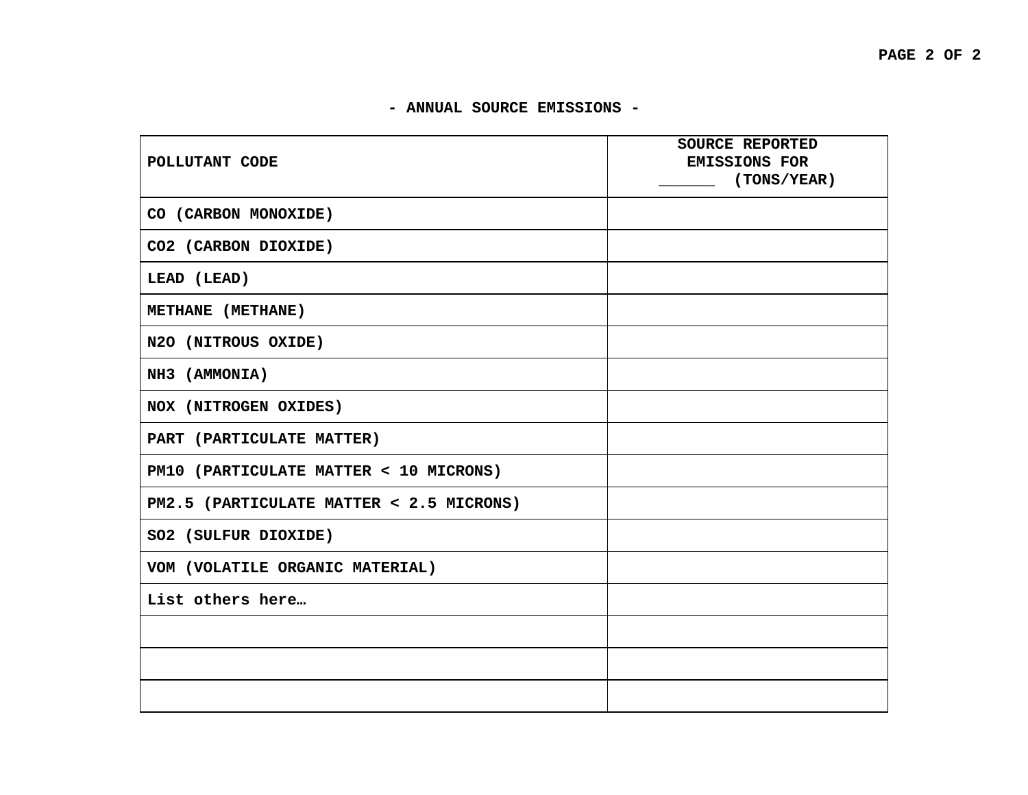- ANNUAL SOURCE EMISSIONS -

| POLLUTANT CODE | SOURCE REPORTED EMISSIONS FOR ______ (TONS/YEAR) |
|---|---|
| CO (CARBON MONOXIDE) | |
| CO2 (CARBON DIOXIDE) | |
| LEAD (LEAD) | |
| METHANE (METHANE) | |
| N2O (NITROUS OXIDE) | |
| NH3 (AMMONIA) | |
| NOX (NITROGEN OXIDES) | |
| PART (PARTICULATE MATTER) | |
| PM10 (PARTICULATE MATTER < 10 MICRONS) | |
| PM2.5 (PARTICULATE MATTER < 2.5 MICRONS) | |
| SO2 (SULFUR DIOXIDE) | |
| VOM (VOLATILE ORGANIC MATERIAL) | |
| List others here… | |
| | |
| | |
| | |